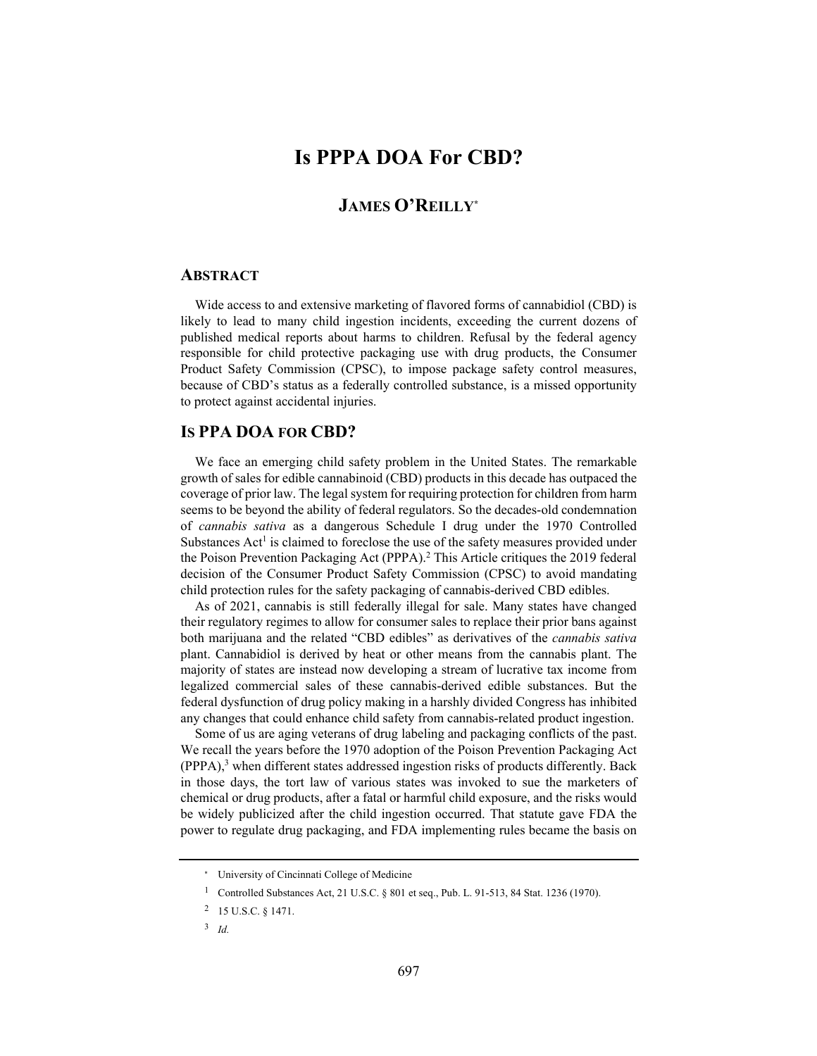# Is PPPA DOA For CBD?

## JAMES O'REILLY[*]

### ABSTRACT

Wide access to and extensive marketing of flavored forms of cannabidiol (CBD) is likely to lead to many child ingestion incidents, exceeding the current dozens of published medical reports about harms to children. Refusal by the federal agency responsible for child protective packaging use with drug products, the Consumer Product Safety Commission (CPSC), to impose package safety control measures, because of CBD's status as a federally controlled substance, is a missed opportunity to protect against accidental injuries.

### IS PPA DOA FOR CBD?

We face an emerging child safety problem in the United States. The remarkable growth of sales for edible cannabinoid (CBD) products in this decade has outpaced the coverage of prior law. The legal system for requiring protection for children from harm seems to be beyond the ability of federal regulators. So the decades-old condemnation of *cannabis sativa* as a dangerous Schedule I drug under the 1970 Controlled Substances Act[1] is claimed to foreclose the use of the safety measures provided under the Poison Prevention Packaging Act (PPPA).[2] This Article critiques the 2019 federal decision of the Consumer Product Safety Commission (CPSC) to avoid mandating child protection rules for the safety packaging of cannabis-derived CBD edibles.

As of 2021, cannabis is still federally illegal for sale. Many states have changed their regulatory regimes to allow for consumer sales to replace their prior bans against both marijuana and the related "CBD edibles" as derivatives of the *cannabis sativa* plant. Cannabidiol is derived by heat or other means from the cannabis plant. The majority of states are instead now developing a stream of lucrative tax income from legalized commercial sales of these cannabis-derived edible substances. But the federal dysfunction of drug policy making in a harshly divided Congress has inhibited any changes that could enhance child safety from cannabis-related product ingestion.

Some of us are aging veterans of drug labeling and packaging conflicts of the past. We recall the years before the 1970 adoption of the Poison Prevention Packaging Act (PPPA),[3] when different states addressed ingestion risks of products differently. Back in those days, the tort law of various states was invoked to sue the marketers of chemical or drug products, after a fatal or harmful child exposure, and the risks would be widely publicized after the child ingestion occurred. That statute gave FDA the power to regulate drug packaging, and FDA implementing rules became the basis on

---

[*] University of Cincinnati College of Medicine

[1] Controlled Substances Act, 21 U.S.C. § 801 et seq., Pub. L. 91-513, 84 Stat. 1236 (1970).

[2] 15 U.S.C. § 1471.

[3] *Id.*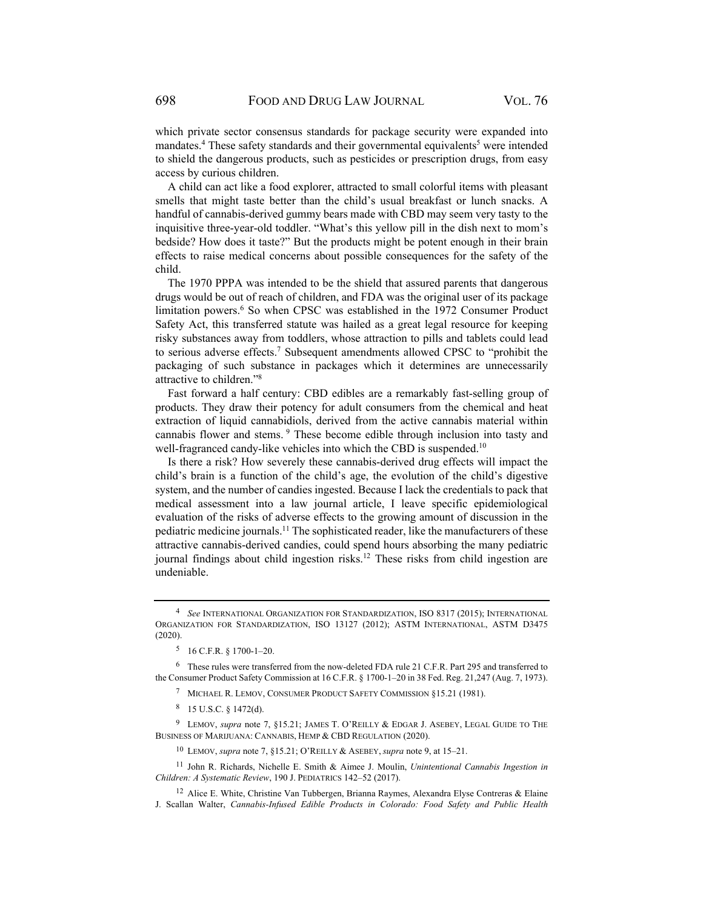which private sector consensus standards for package security were expanded into mandates.[4] These safety standards and their governmental equivalents[5] were intended to shield the dangerous products, such as pesticides or prescription drugs, from easy access by curious children.

A child can act like a food explorer, attracted to small colorful items with pleasant smells that might taste better than the child's usual breakfast or lunch snacks. A handful of cannabis-derived gummy bears made with CBD may seem very tasty to the inquisitive three-year-old toddler. "What's this yellow pill in the dish next to mom's bedside? How does it taste?" But the products might be potent enough in their brain effects to raise medical concerns about possible consequences for the safety of the child.

The 1970 PPPA was intended to be the shield that assured parents that dangerous drugs would be out of reach of children, and FDA was the original user of its package limitation powers.[6] So when CPSC was established in the 1972 Consumer Product Safety Act, this transferred statute was hailed as a great legal resource for keeping risky substances away from toddlers, whose attraction to pills and tablets could lead to serious adverse effects.[7] Subsequent amendments allowed CPSC to "prohibit the packaging of such substance in packages which it determines are unnecessarily attractive to children."[8]

Fast forward a half century: CBD edibles are a remarkably fast-selling group of products. They draw their potency for adult consumers from the chemical and heat extraction of liquid cannabidiols, derived from the active cannabis material within cannabis flower and stems.[9] These become edible through inclusion into tasty and well-fragranced candy-like vehicles into which the CBD is suspended.[10]

Is there a risk? How severely these cannabis-derived drug effects will impact the child's brain is a function of the child's age, the evolution of the child's digestive system, and the number of candies ingested. Because I lack the credentials to pack that medical assessment into a law journal article, I leave specific epidemiological evaluation of the risks of adverse effects to the growing amount of discussion in the pediatric medicine journals.[11] The sophisticated reader, like the manufacturers of these attractive cannabis-derived candies, could spend hours absorbing the many pediatric journal findings about child ingestion risks.[12] These risks from child ingestion are undeniable.

---

[4] *See* INTERNATIONAL ORGANIZATION FOR STANDARDIZATION, ISO 8317 (2015); INTERNATIONAL ORGANIZATION FOR STANDARDIZATION, ISO 13127 (2012); ASTM INTERNATIONAL, ASTM D3475 (2020).

[5] 16 C.F.R. § 1700-1–20.

[6] These rules were transferred from the now-deleted FDA rule 21 C.F.R. Part 295 and transferred to the Consumer Product Safety Commission at 16 C.F.R. § 1700-1–20 in 38 Fed. Reg. 21,247 (Aug. 7, 1973).

[7] MICHAEL R. LEMOV, CONSUMER PRODUCT SAFETY COMMISSION §15.21 (1981).

[8] 15 U.S.C. § 1472(d).

[9] LEMOV, *supra* note 7, §15.21; JAMES T. O'REILLY & EDGAR J. ASEBEY, LEGAL GUIDE TO THE BUSINESS OF MARIJUANA: CANNABIS, HEMP & CBD REGULATION (2020).

[10] LEMOV, *supra* note 7, §15.21; O'REILLY & ASEBEY, *supra* note 9, at 15–21.

[11] John R. Richards, Nichelle E. Smith & Aimee J. Moulin, *Unintentional Cannabis Ingestion in Children: A Systematic Review*, 190 J. PEDIATRICS 142–52 (2017).

[12] Alice E. White, Christine Van Tubbergen, Brianna Raymes, Alexandra Elyse Contreras & Elaine J. Scallan Walter, *Cannabis-Infused Edible Products in Colorado: Food Safety and Public Health*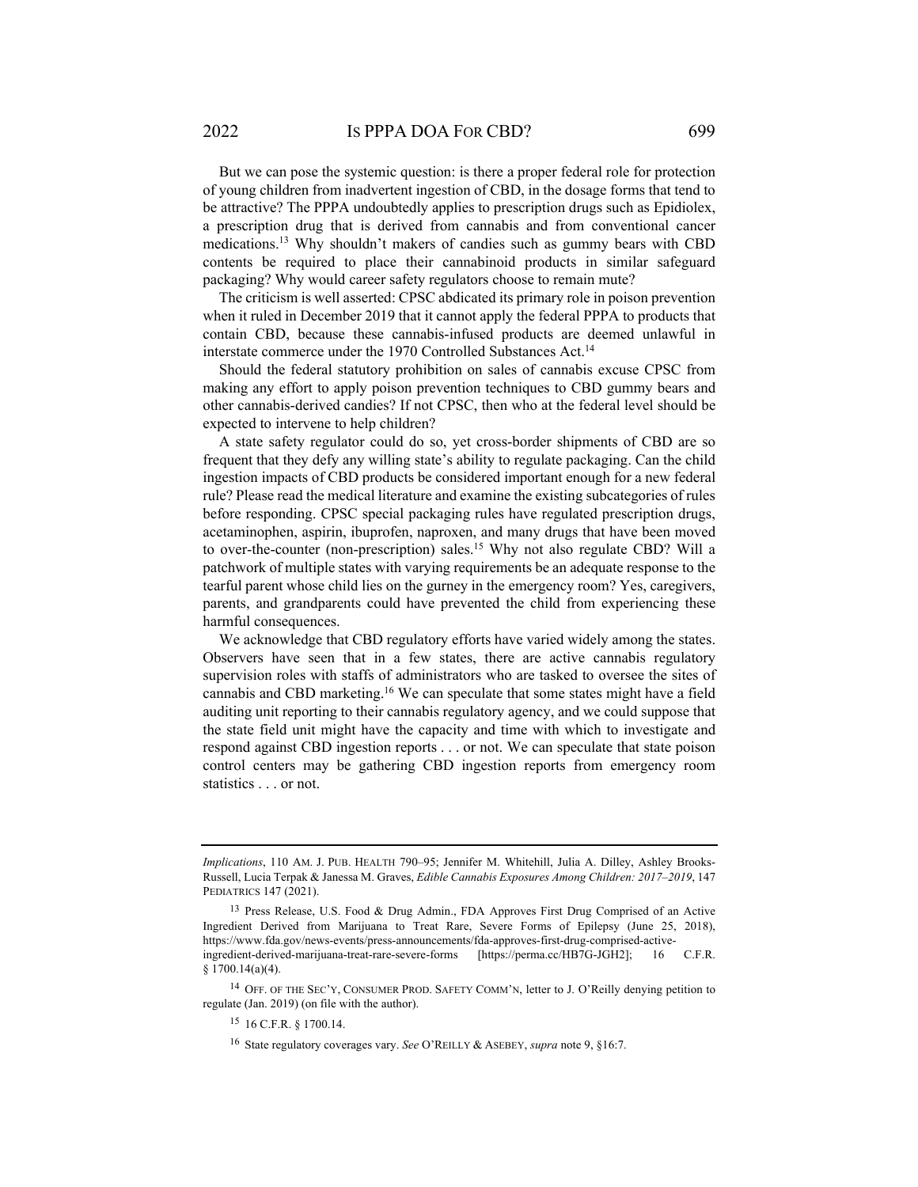But we can pose the systemic question: is there a proper federal role for protection of young children from inadvertent ingestion of CBD, in the dosage forms that tend to be attractive? The PPPA undoubtedly applies to prescription drugs such as Epidiolex, a prescription drug that is derived from cannabis and from conventional cancer medications.[13] Why shouldn't makers of candies such as gummy bears with CBD contents be required to place their cannabinoid products in similar safeguard packaging? Why would career safety regulators choose to remain mute?

The criticism is well asserted: CPSC abdicated its primary role in poison prevention when it ruled in December 2019 that it cannot apply the federal PPPA to products that contain CBD, because these cannabis-infused products are deemed unlawful in interstate commerce under the 1970 Controlled Substances Act.[14]

Should the federal statutory prohibition on sales of cannabis excuse CPSC from making any effort to apply poison prevention techniques to CBD gummy bears and other cannabis-derived candies? If not CPSC, then who at the federal level should be expected to intervene to help children?

A state safety regulator could do so, yet cross-border shipments of CBD are so frequent that they defy any willing state's ability to regulate packaging. Can the child ingestion impacts of CBD products be considered important enough for a new federal rule? Please read the medical literature and examine the existing subcategories of rules before responding. CPSC special packaging rules have regulated prescription drugs, acetaminophen, aspirin, ibuprofen, naproxen, and many drugs that have been moved to over-the-counter (non-prescription) sales.[15] Why not also regulate CBD? Will a patchwork of multiple states with varying requirements be an adequate response to the tearful parent whose child lies on the gurney in the emergency room? Yes, caregivers, parents, and grandparents could have prevented the child from experiencing these harmful consequences.

We acknowledge that CBD regulatory efforts have varied widely among the states. Observers have seen that in a few states, there are active cannabis regulatory supervision roles with staffs of administrators who are tasked to oversee the sites of cannabis and CBD marketing.[16] We can speculate that some states might have a field auditing unit reporting to their cannabis regulatory agency, and we could suppose that the state field unit might have the capacity and time with which to investigate and respond against CBD ingestion reports . . . or not. We can speculate that state poison control centers may be gathering CBD ingestion reports from emergency room statistics . . . or not.

---

*Implications*, 110 AM. J. PUB. HEALTH 790–95; Jennifer M. Whitehill, Julia A. Dilley, Ashley Brooks-Russell, Lucia Terpak & Janessa M. Graves, *Edible Cannabis Exposures Among Children: 2017–2019*, 147 PEDIATRICS 147 (2021).

[13] Press Release, U.S. Food & Drug Admin., FDA Approves First Drug Comprised of an Active Ingredient Derived from Marijuana to Treat Rare, Severe Forms of Epilepsy (June 25, 2018), https://www.fda.gov/news-events/press-announcements/fda-approves-first-drug-comprised-active-ingredient-derived-marijuana-treat-rare-severe-forms [https://perma.cc/HB7G-JGH2]; 16 C.F.R. § 1700.14(a)(4).

[14] OFF. OF THE SEC'Y, CONSUMER PROD. SAFETY COMM'N, letter to J. O'Reilly denying petition to regulate (Jan. 2019) (on file with the author).

[15] 16 C.F.R. § 1700.14.

[16] State regulatory coverages vary. *See* O'REILLY & ASEBEY, *supra* note 9, §16:7.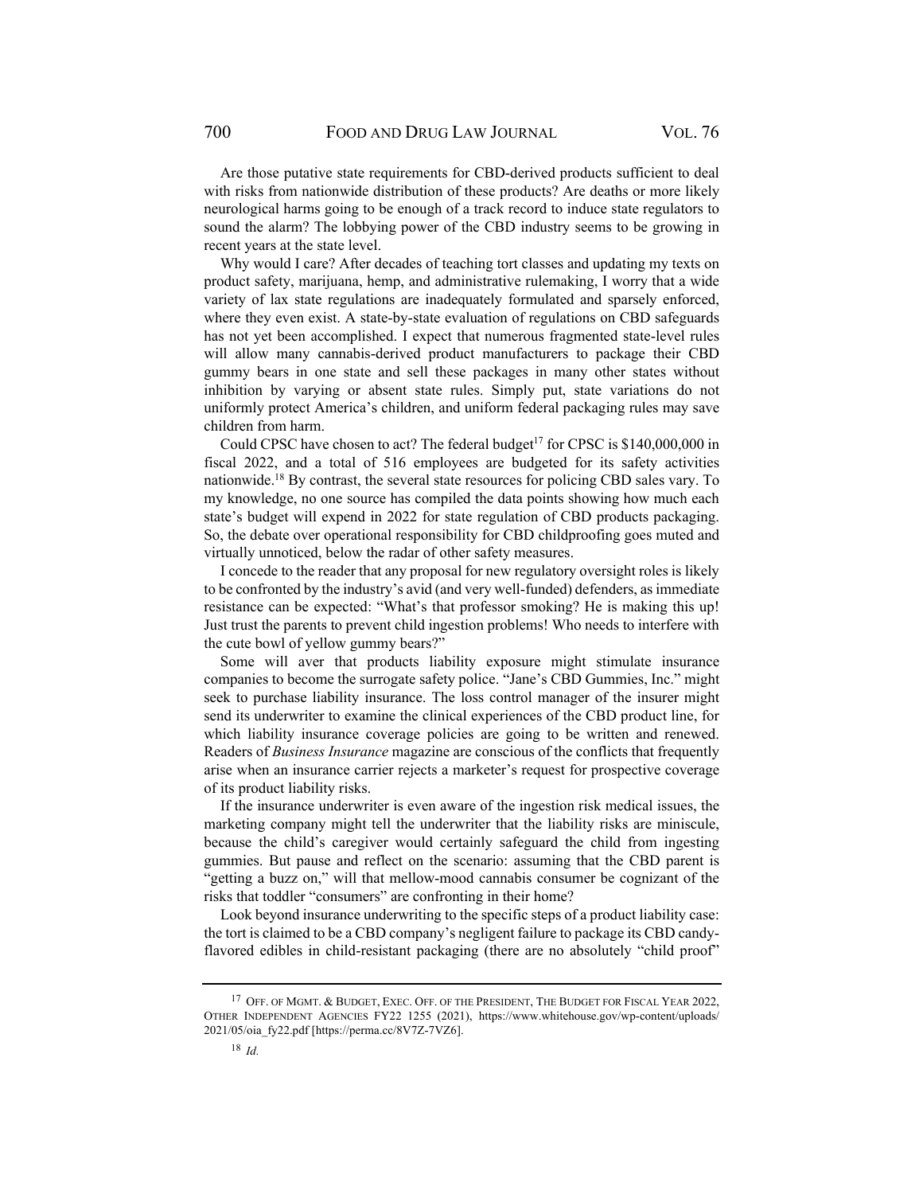Are those putative state requirements for CBD-derived products sufficient to deal with risks from nationwide distribution of these products? Are deaths or more likely neurological harms going to be enough of a track record to induce state regulators to sound the alarm? The lobbying power of the CBD industry seems to be growing in recent years at the state level.

Why would I care? After decades of teaching tort classes and updating my texts on product safety, marijuana, hemp, and administrative rulemaking, I worry that a wide variety of lax state regulations are inadequately formulated and sparsely enforced, where they even exist. A state-by-state evaluation of regulations on CBD safeguards has not yet been accomplished. I expect that numerous fragmented state-level rules will allow many cannabis-derived product manufacturers to package their CBD gummy bears in one state and sell these packages in many other states without inhibition by varying or absent state rules. Simply put, state variations do not uniformly protect America's children, and uniform federal packaging rules may save children from harm.

Could CPSC have chosen to act? The federal budget[17] for CPSC is $140,000,000 in fiscal 2022, and a total of 516 employees are budgeted for its safety activities nationwide.[18] By contrast, the several state resources for policing CBD sales vary. To my knowledge, no one source has compiled the data points showing how much each state's budget will expend in 2022 for state regulation of CBD products packaging. So, the debate over operational responsibility for CBD childproofing goes muted and virtually unnoticed, below the radar of other safety measures.

I concede to the reader that any proposal for new regulatory oversight roles is likely to be confronted by the industry's avid (and very well-funded) defenders, as immediate resistance can be expected: "What's that professor smoking? He is making this up! Just trust the parents to prevent child ingestion problems! Who needs to interfere with the cute bowl of yellow gummy bears?"

Some will aver that products liability exposure might stimulate insurance companies to become the surrogate safety police. "Jane's CBD Gummies, Inc." might seek to purchase liability insurance. The loss control manager of the insurer might send its underwriter to examine the clinical experiences of the CBD product line, for which liability insurance coverage policies are going to be written and renewed. Readers of *Business Insurance* magazine are conscious of the conflicts that frequently arise when an insurance carrier rejects a marketer's request for prospective coverage of its product liability risks.

If the insurance underwriter is even aware of the ingestion risk medical issues, the marketing company might tell the underwriter that the liability risks are miniscule, because the child's caregiver would certainly safeguard the child from ingesting gummies. But pause and reflect on the scenario: assuming that the CBD parent is "getting a buzz on," will that mellow-mood cannabis consumer be cognizant of the risks that toddler "consumers" are confronting in their home?

Look beyond insurance underwriting to the specific steps of a product liability case: the tort is claimed to be a CBD company's negligent failure to package its CBD candy-flavored edibles in child-resistant packaging (there are no absolutely "child proof"

---

[17] OFF. OF MGMT. & BUDGET, EXEC. OFF. OF THE PRESIDENT, THE BUDGET FOR FISCAL YEAR 2022, OTHER INDEPENDENT AGENCIES FY22 1255 (2021), https://www.whitehouse.gov/wp-content/uploads/2021/05/oia_fy22.pdf [https://perma.cc/8V7Z-7VZ6].

[18] *Id.*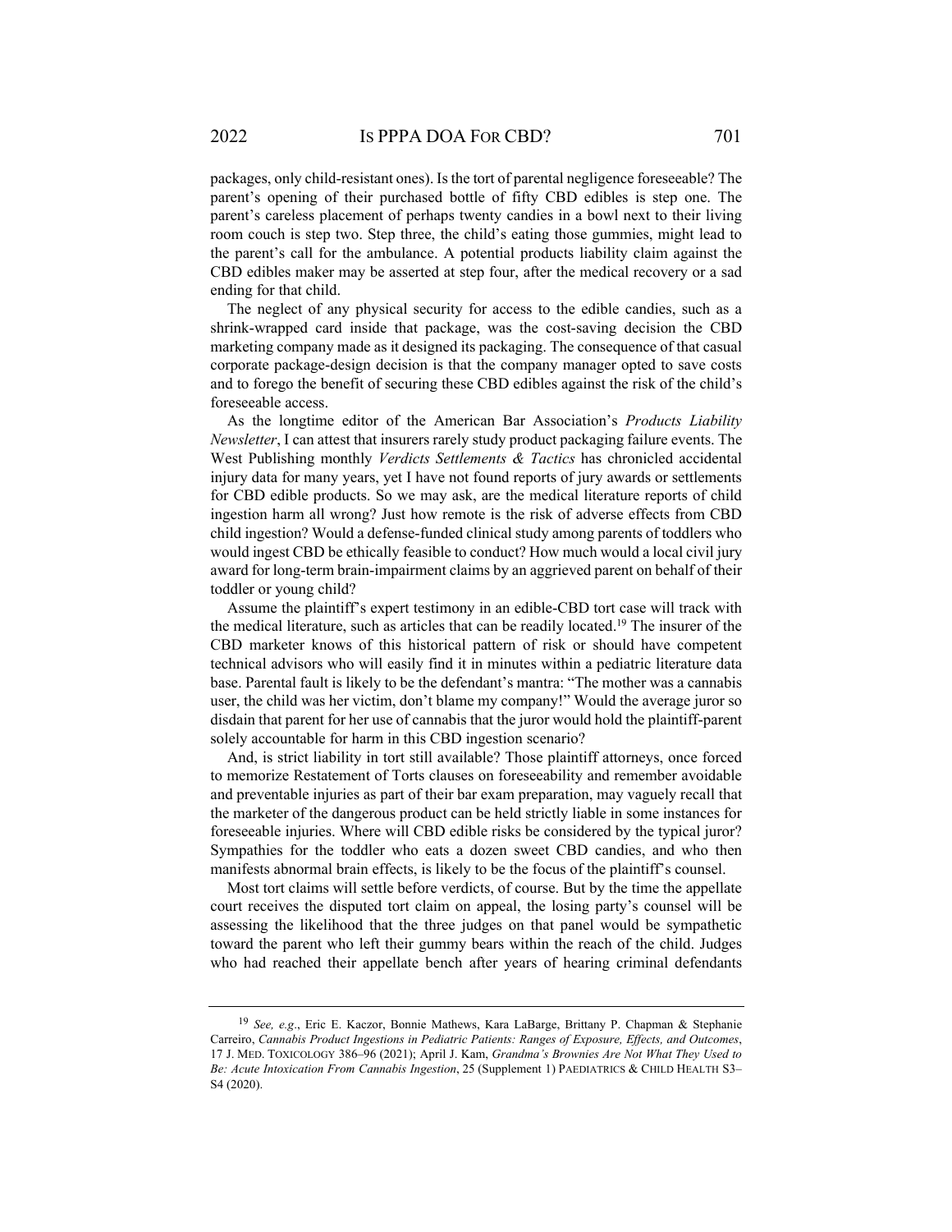packages, only child-resistant ones). Is the tort of parental negligence foreseeable? The parent's opening of their purchased bottle of fifty CBD edibles is step one. The parent's careless placement of perhaps twenty candies in a bowl next to their living room couch is step two. Step three, the child's eating those gummies, might lead to the parent's call for the ambulance. A potential products liability claim against the CBD edibles maker may be asserted at step four, after the medical recovery or a sad ending for that child.

The neglect of any physical security for access to the edible candies, such as a shrink-wrapped card inside that package, was the cost-saving decision the CBD marketing company made as it designed its packaging. The consequence of that casual corporate package-design decision is that the company manager opted to save costs and to forego the benefit of securing these CBD edibles against the risk of the child's foreseeable access.

As the longtime editor of the American Bar Association's *Products Liability Newsletter*, I can attest that insurers rarely study product packaging failure events. The West Publishing monthly *Verdicts Settlements & Tactics* has chronicled accidental injury data for many years, yet I have not found reports of jury awards or settlements for CBD edible products. So we may ask, are the medical literature reports of child ingestion harm all wrong? Just how remote is the risk of adverse effects from CBD child ingestion? Would a defense-funded clinical study among parents of toddlers who would ingest CBD be ethically feasible to conduct? How much would a local civil jury award for long-term brain-impairment claims by an aggrieved parent on behalf of their toddler or young child?

Assume the plaintiff's expert testimony in an edible-CBD tort case will track with the medical literature, such as articles that can be readily located.[19] The insurer of the CBD marketer knows of this historical pattern of risk or should have competent technical advisors who will easily find it in minutes within a pediatric literature data base. Parental fault is likely to be the defendant's mantra: "The mother was a cannabis user, the child was her victim, don't blame my company!" Would the average juror so disdain that parent for her use of cannabis that the juror would hold the plaintiff-parent solely accountable for harm in this CBD ingestion scenario?

And, is strict liability in tort still available? Those plaintiff attorneys, once forced to memorize Restatement of Torts clauses on foreseeability and remember avoidable and preventable injuries as part of their bar exam preparation, may vaguely recall that the marketer of the dangerous product can be held strictly liable in some instances for foreseeable injuries. Where will CBD edible risks be considered by the typical juror? Sympathies for the toddler who eats a dozen sweet CBD candies, and who then manifests abnormal brain effects, is likely to be the focus of the plaintiff's counsel.

Most tort claims will settle before verdicts, of course. But by the time the appellate court receives the disputed tort claim on appeal, the losing party's counsel will be assessing the likelihood that the three judges on that panel would be sympathetic toward the parent who left their gummy bears within the reach of the child. Judges who had reached their appellate bench after years of hearing criminal defendants

---

[19] *See, e.g.*, Eric E. Kaczor, Bonnie Mathews, Kara LaBarge, Brittany P. Chapman & Stephanie Carreiro, *Cannabis Product Ingestions in Pediatric Patients: Ranges of Exposure, Effects, and Outcomes*, 17 J. MED. TOXICOLOGY 386–96 (2021); April J. Kam, *Grandma's Brownies Are Not What They Used to Be: Acute Intoxication From Cannabis Ingestion*, 25 (Supplement 1) PAEDIATRICS & CHILD HEALTH S3–S4 (2020).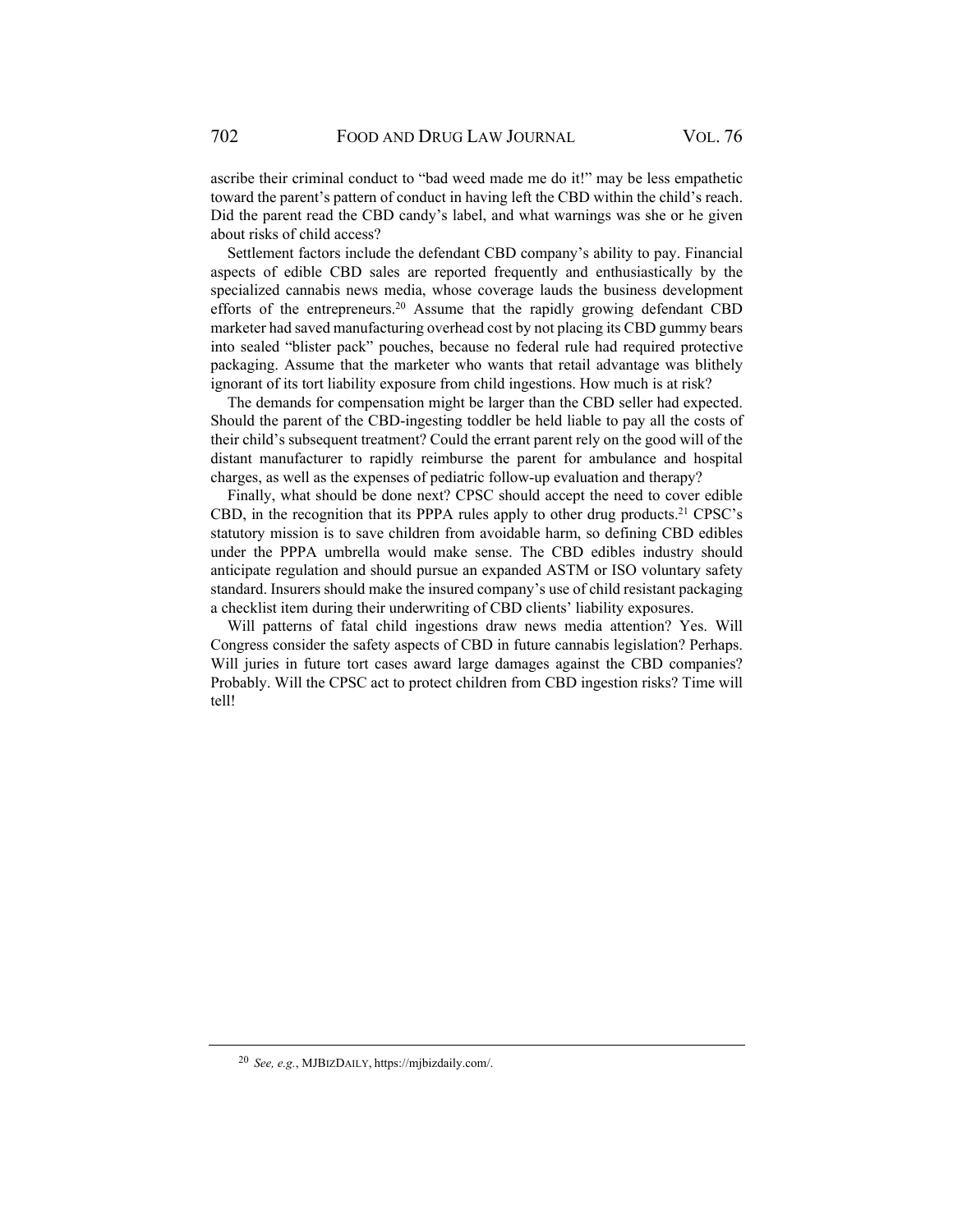ascribe their criminal conduct to "bad weed made me do it!" may be less empathetic toward the parent's pattern of conduct in having left the CBD within the child's reach. Did the parent read the CBD candy's label, and what warnings was she or he given about risks of child access?

Settlement factors include the defendant CBD company's ability to pay. Financial aspects of edible CBD sales are reported frequently and enthusiastically by the specialized cannabis news media, whose coverage lauds the business development efforts of the entrepreneurs.[20] Assume that the rapidly growing defendant CBD marketer had saved manufacturing overhead cost by not placing its CBD gummy bears into sealed "blister pack" pouches, because no federal rule had required protective packaging. Assume that the marketer who wants that retail advantage was blithely ignorant of its tort liability exposure from child ingestions. How much is at risk?

The demands for compensation might be larger than the CBD seller had expected. Should the parent of the CBD-ingesting toddler be held liable to pay all the costs of their child's subsequent treatment? Could the errant parent rely on the good will of the distant manufacturer to rapidly reimburse the parent for ambulance and hospital charges, as well as the expenses of pediatric follow-up evaluation and therapy?

Finally, what should be done next? CPSC should accept the need to cover edible CBD, in the recognition that its PPPA rules apply to other drug products.[21] CPSC's statutory mission is to save children from avoidable harm, so defining CBD edibles under the PPPA umbrella would make sense. The CBD edibles industry should anticipate regulation and should pursue an expanded ASTM or ISO voluntary safety standard. Insurers should make the insured company's use of child resistant packaging a checklist item during their underwriting of CBD clients' liability exposures.

Will patterns of fatal child ingestions draw news media attention? Yes. Will Congress consider the safety aspects of CBD in future cannabis legislation? Perhaps. Will juries in future tort cases award large damages against the CBD companies? Probably. Will the CPSC act to protect children from CBD ingestion risks? Time will tell!

---

[20] *See, e.g.*, MJBIZDAILY, https://mjbizdaily.com/.